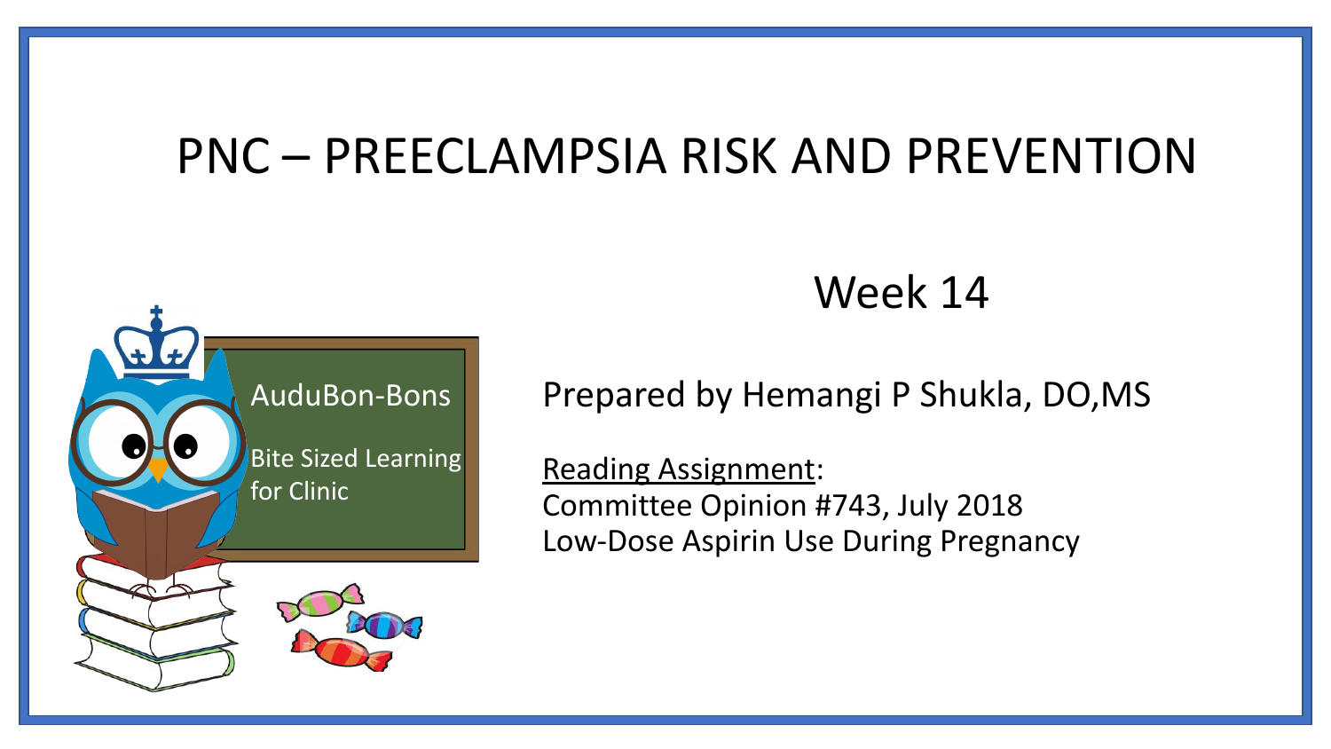# PNC – PREECLAMPSIA RISK AND PREVENTION

AuduBon-Bons

Bite Sized Learning for Clinic

Week 14

Prepared by Hemangi P Shukla, DO,MS

Reading Assignment:
Committee Opinion #743, July 2018
Low-Dose Aspirin Use During Pregnancy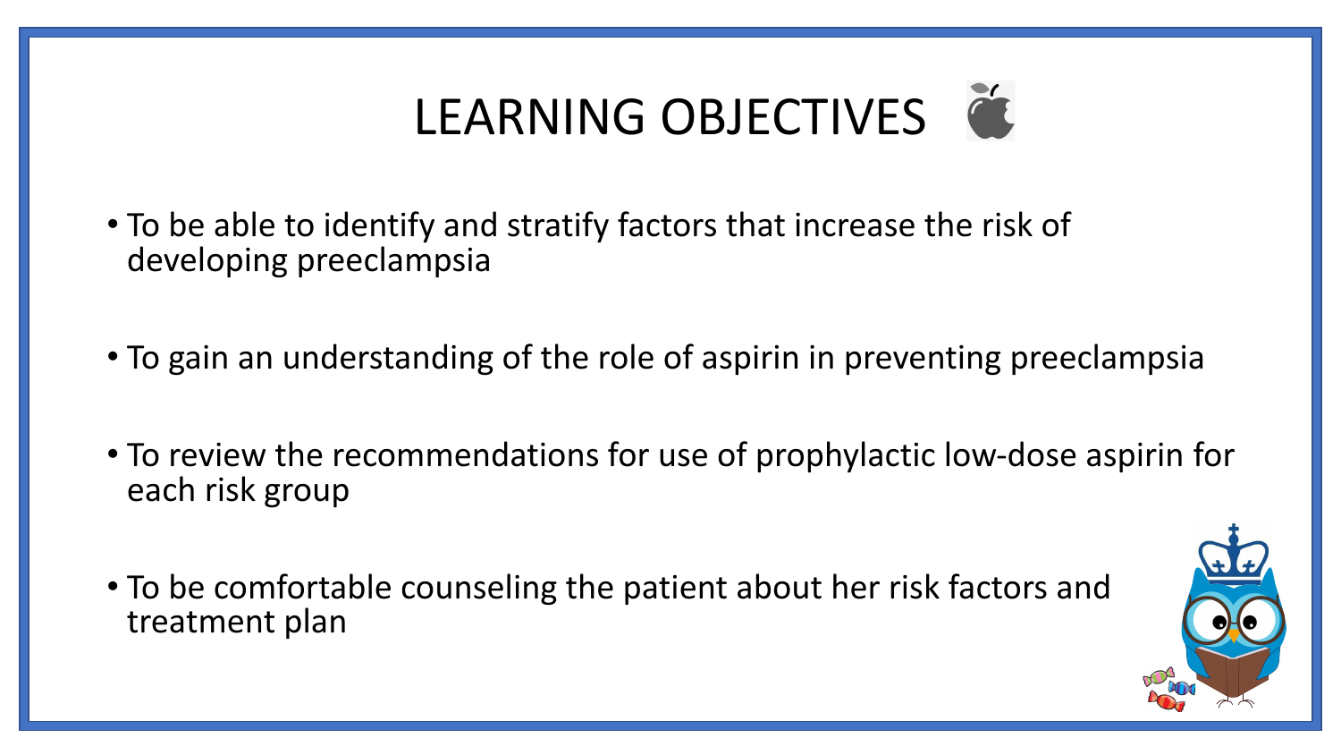# LEARNING OBJECTIVES

- To be able to identify and stratify factors that increase the risk of developing preeclampsia
- To gain an understanding of the role of aspirin in preventing preeclampsia
- To review the recommendations for use of prophylactic low-dose aspirin for each risk group
- To be comfortable counseling the patient about her risk factors and treatment plan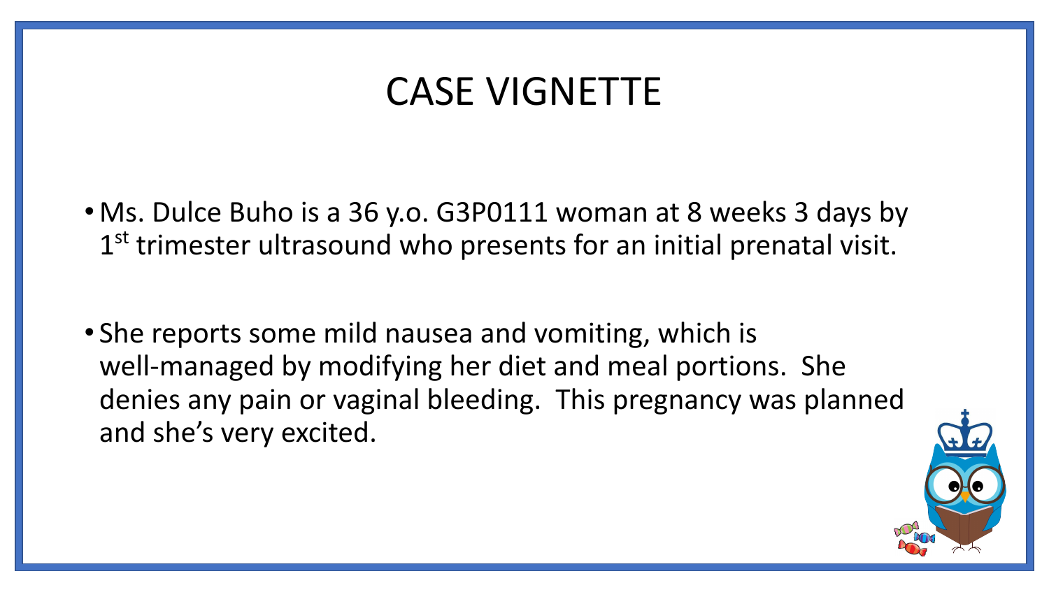# CASE VIGNETTE

- Ms. Dulce Buho is a 36 y.o. G3P0111 woman at 8 weeks 3 days by 1st trimester ultrasound who presents for an initial prenatal visit.

- She reports some mild nausea and vomiting, which is well-managed by modifying her diet and meal portions. She denies any pain or vaginal bleeding. This pregnancy was planned and she's very excited.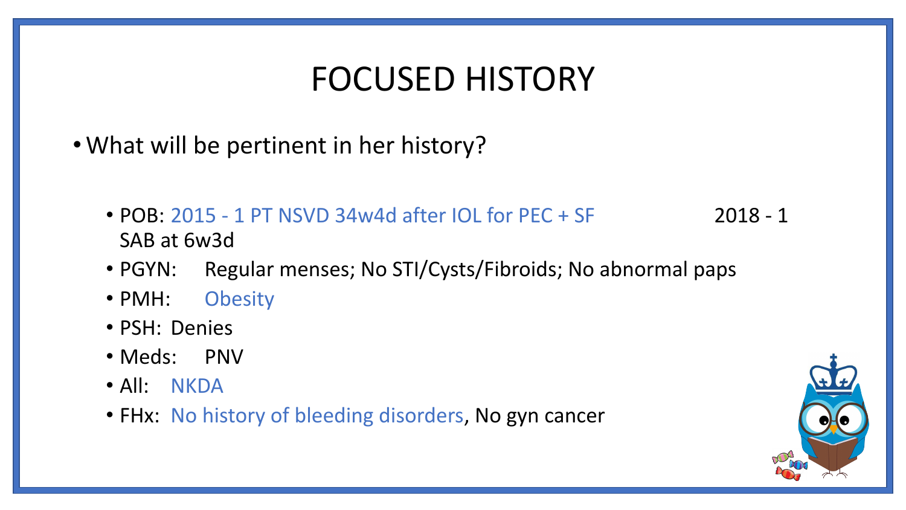# FOCUSED HISTORY

- What will be pertinent in her history?

  - POB: 2015 - 1 PT NSVD 34w4d after IOL for PEC + SF 2018 - 1 SAB at 6w3d
  - PGYN: Regular menses; No STI/Cysts/Fibroids; No abnormal paps
  - PMH: Obesity
  - PSH: Denies
  - Meds: PNV
  - All: NKDA
  - FHx: No history of bleeding disorders, No gyn cancer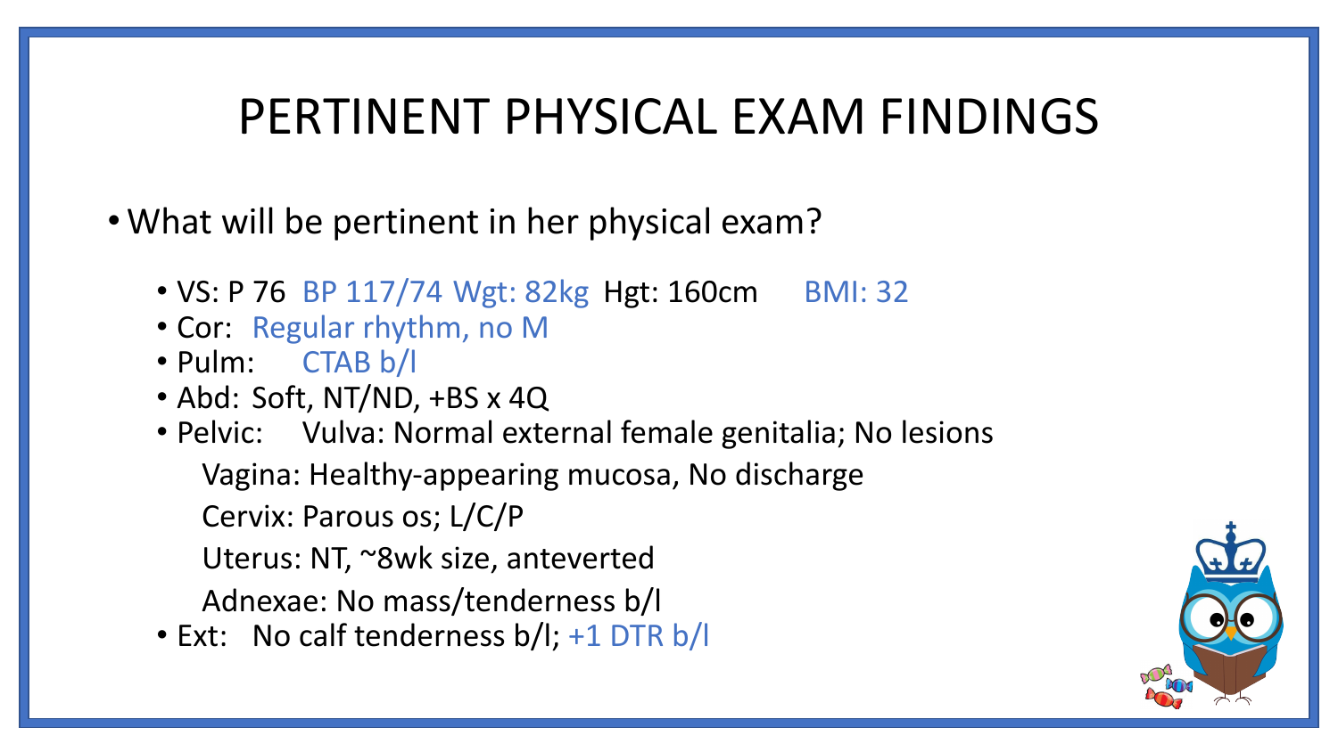# PERTINENT PHYSICAL EXAM FINDINGS

- What will be pertinent in her physical exam?
  - VS: P 76 BP 117/74 Wgt: 82kg Hgt: 160cm BMI: 32
  - Cor: Regular rhythm, no M
  - Pulm: CTAB b/l
  - Abd: Soft, NT/ND, +BS x 4Q
  - Pelvic: Vulva: Normal external female genitalia; No lesions

    Vagina: Healthy-appearing mucosa, No discharge

    Cervix: Parous os; L/C/P

    Uterus: NT, ~8wk size, anteverted

    Adnexae: No mass/tenderness b/l
  - Ext: No calf tenderness b/l; +1 DTR b/l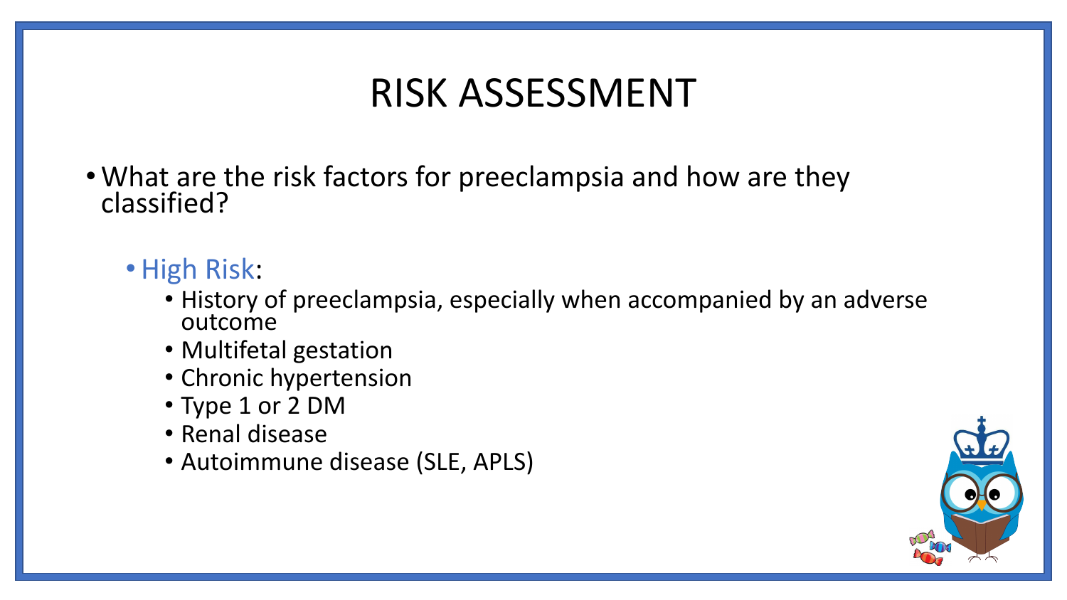# RISK ASSESSMENT

- What are the risk factors for preeclampsia and how are they classified?
  - High Risk:
    - History of preeclampsia, especially when accompanied by an adverse outcome
    - Multifetal gestation
    - Chronic hypertension
    - Type 1 or 2 DM
    - Renal disease
    - Autoimmune disease (SLE, APLS)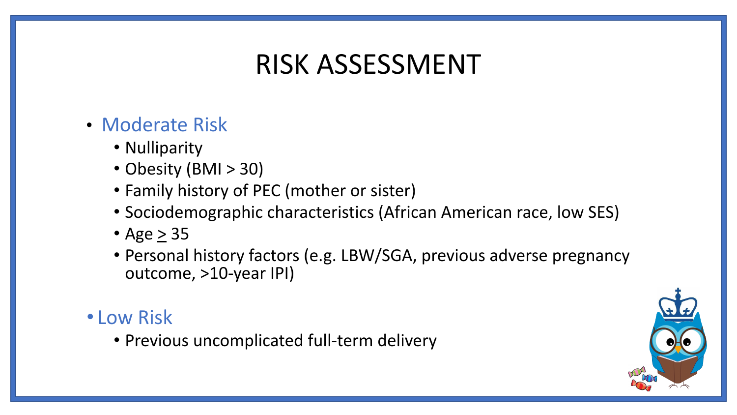# RISK ASSESSMENT

- Moderate Risk
  - Nulliparity
  - Obesity (BMI > 30)
  - Family history of PEC (mother or sister)
  - Sociodemographic characteristics (African American race, low SES)
  - Age $\geq$ 35
  - Personal history factors (e.g. LBW/SGA, previous adverse pregnancy outcome, >10-year IPI)
- Low Risk
  - Previous uncomplicated full-term delivery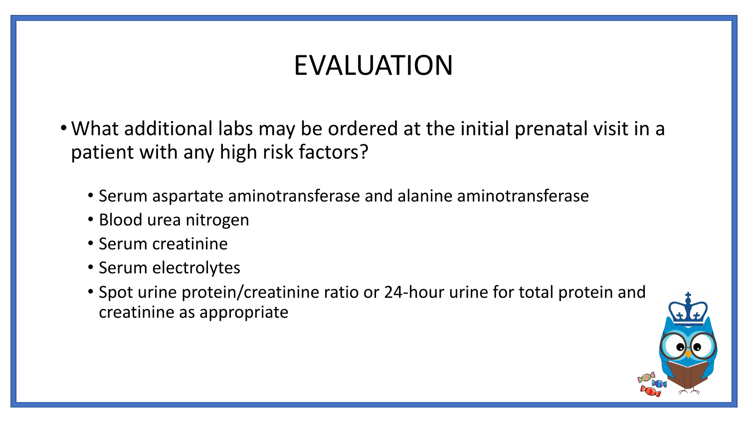# EVALUATION

- What additional labs may be ordered at the initial prenatal visit in a patient with any high risk factors?
  - Serum aspartate aminotransferase and alanine aminotransferase
  - Blood urea nitrogen
  - Serum creatinine
  - Serum electrolytes
  - Spot urine protein/creatinine ratio or 24-hour urine for total protein and creatinine as appropriate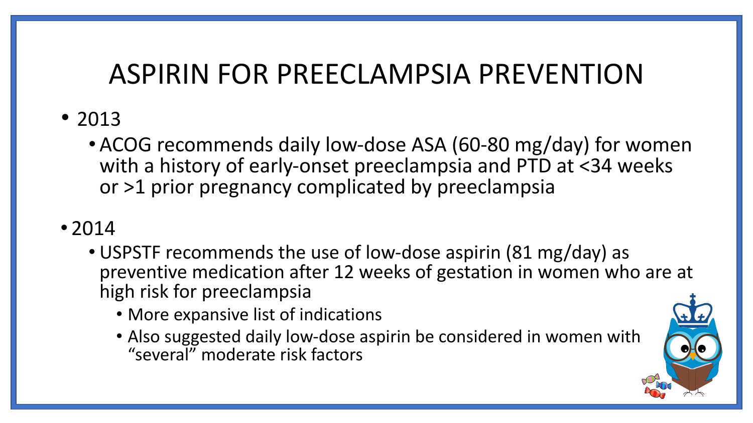# ASPIRIN FOR PREECLAMPSIA PREVENTION

- 2013
  - ACOG recommends daily low-dose ASA (60-80 mg/day) for women with a history of early-onset preeclampsia and PTD at <34 weeks or >1 prior pregnancy complicated by preeclampsia
- 2014
  - USPSTF recommends the use of low-dose aspirin (81 mg/day) as preventive medication after 12 weeks of gestation in women who are at high risk for preeclampsia
    - More expansive list of indications
    - Also suggested daily low-dose aspirin be considered in women with "several" moderate risk factors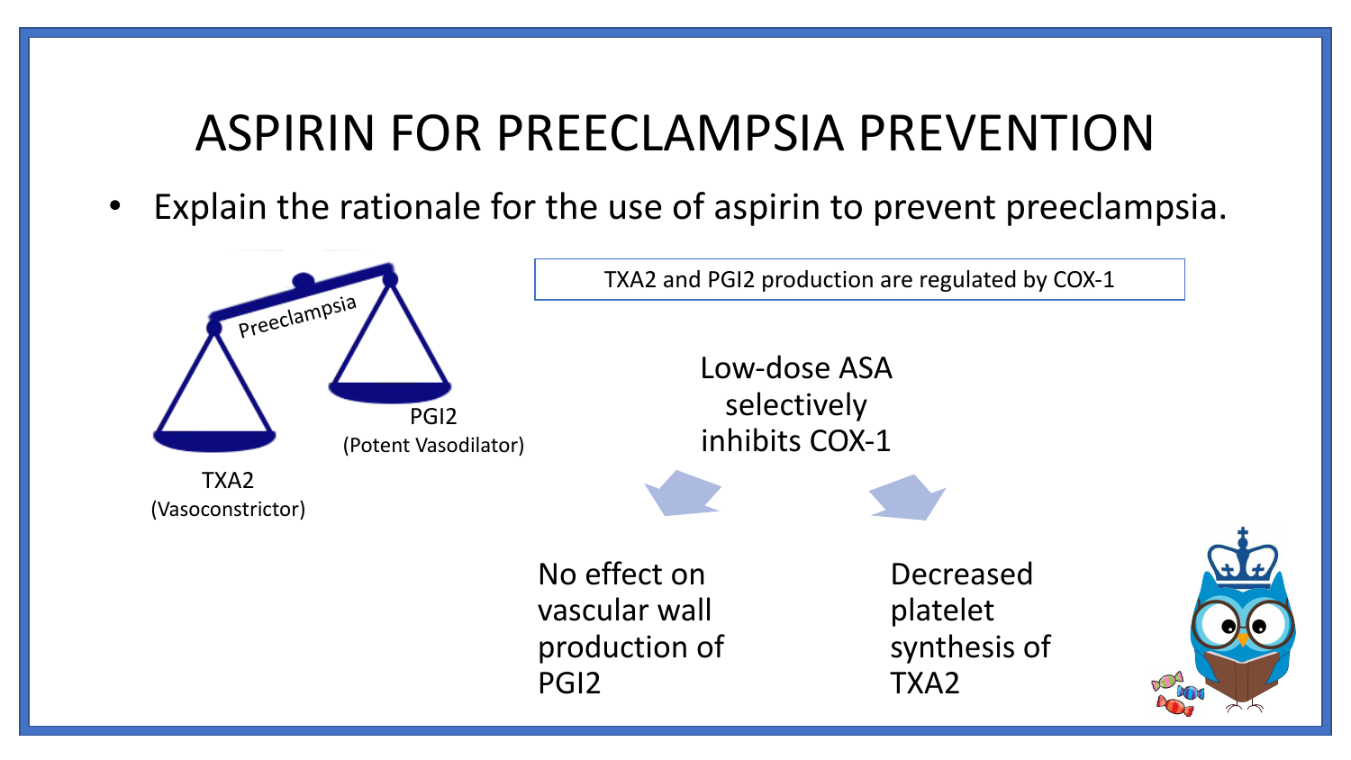# ASPIRIN FOR PREECLAMPSIA PREVENTION

- Explain the rationale for the use of aspirin to prevent preeclampsia.

Preeclampsia

TXA2 (Vasoconstrictor)

PGI2 (Potent Vasodilator)

TXA2 and PGI2 production are regulated by COX-1

Low-dose ASA selectively inhibits COX-1

No effect on vascular wall production of PGI2

Decreased platelet synthesis of TXA2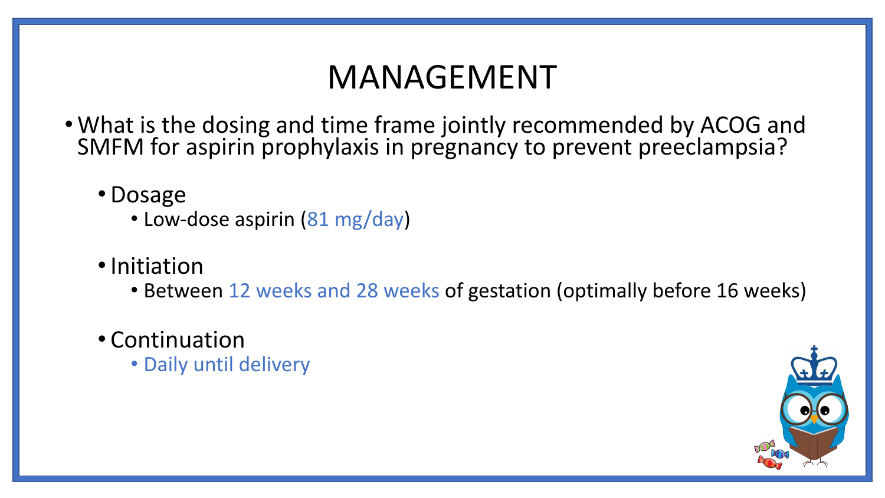# MANAGEMENT

- What is the dosing and time frame jointly recommended by ACOG and SMFM for aspirin prophylaxis in pregnancy to prevent preeclampsia?
  - Dosage
    - Low-dose aspirin (81 mg/day)
  - Initiation
    - Between 12 weeks and 28 weeks of gestation (optimally before 16 weeks)
  - Continuation
    - Daily until delivery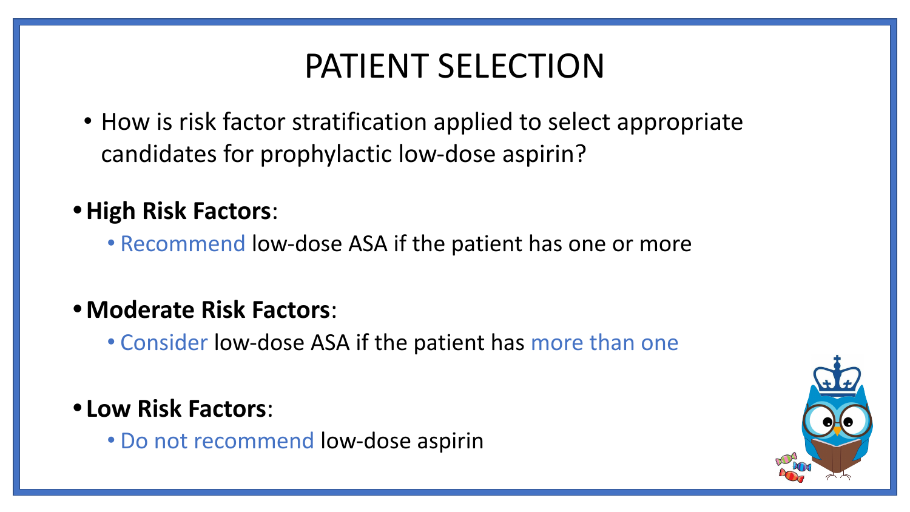# PATIENT SELECTION

- How is risk factor stratification applied to select appropriate candidates for prophylactic low-dose aspirin?

- **High Risk Factors**:
  - Recommend low-dose ASA if the patient has one or more

- **Moderate Risk Factors**:
  - Consider low-dose ASA if the patient has more than one

- **Low Risk Factors**:
  - Do not recommend low-dose aspirin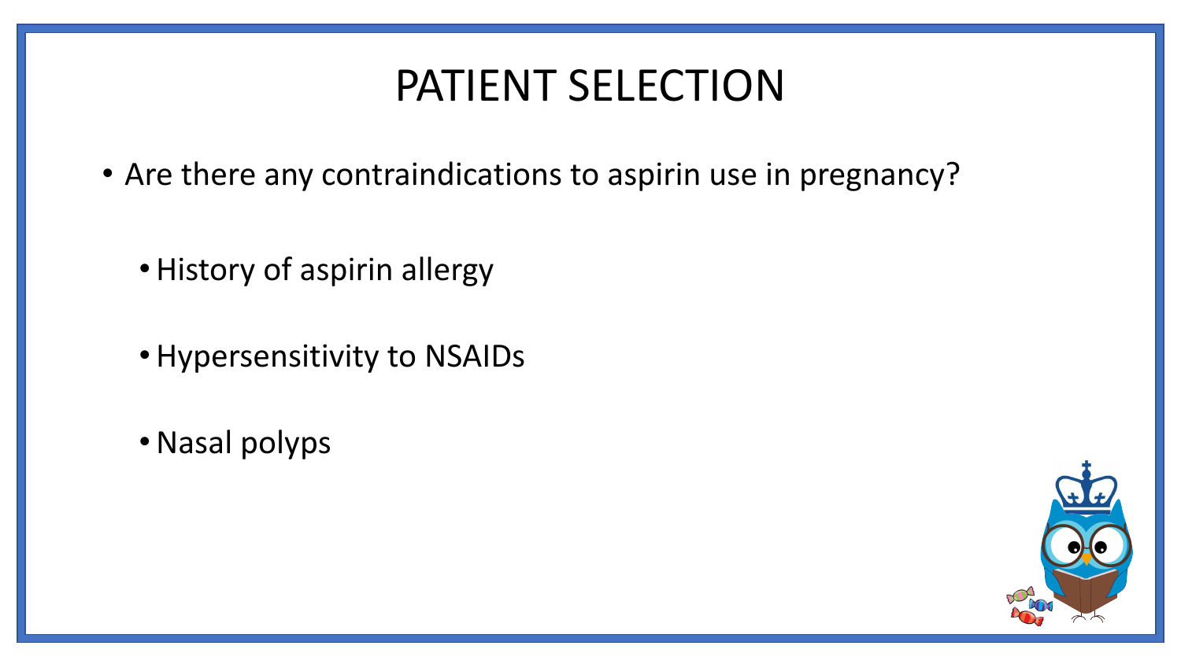# PATIENT SELECTION

- Are there any contraindications to aspirin use in pregnancy?
  - History of aspirin allergy
  - Hypersensitivity to NSAIDs
  - Nasal polyps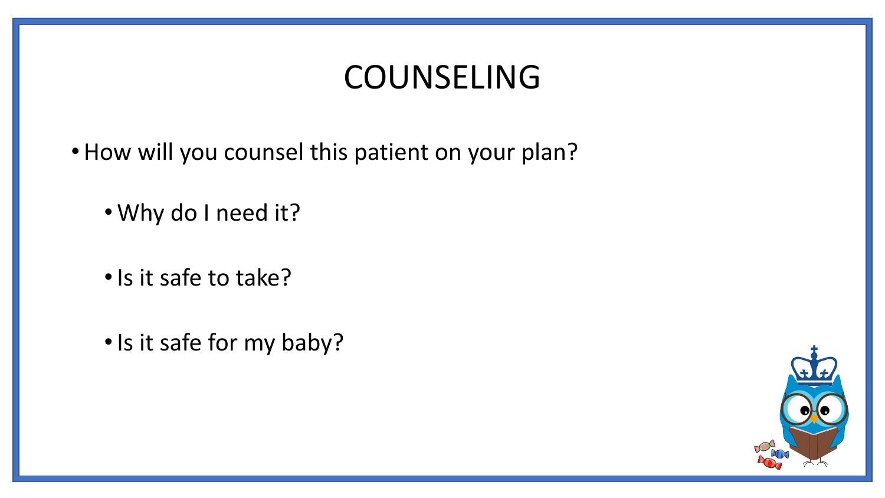# COUNSELING

- How will you counsel this patient on your plan?
  - Why do I need it?
  - Is it safe to take?
  - Is it safe for my baby?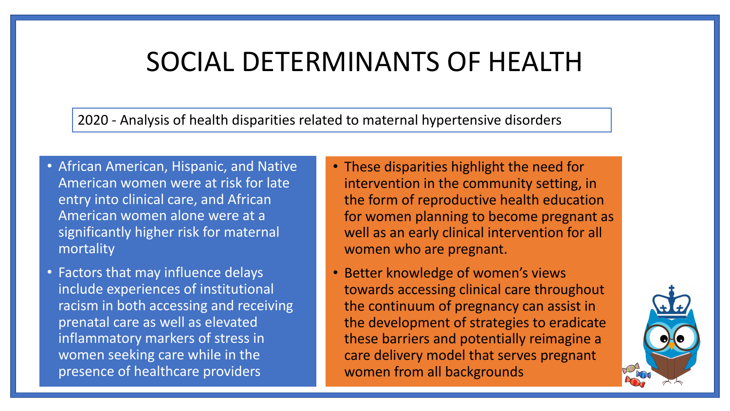# SOCIAL DETERMINANTS OF HEALTH

2020 - Analysis of health disparities related to maternal hypertensive disorders

- African American, Hispanic, and Native American women were at risk for late entry into clinical care, and African American women alone were at a significantly higher risk for maternal mortality
- Factors that may influence delays include experiences of institutional racism in both accessing and receiving prenatal care as well as elevated inflammatory markers of stress in women seeking care while in the presence of healthcare providers

- These disparities highlight the need for intervention in the community setting, in the form of reproductive health education for women planning to become pregnant as well as an early clinical intervention for all women who are pregnant.
- Better knowledge of women's views towards accessing clinical care throughout the continuum of pregnancy can assist in the development of strategies to eradicate these barriers and potentially reimagine a care delivery model that serves pregnant women from all backgrounds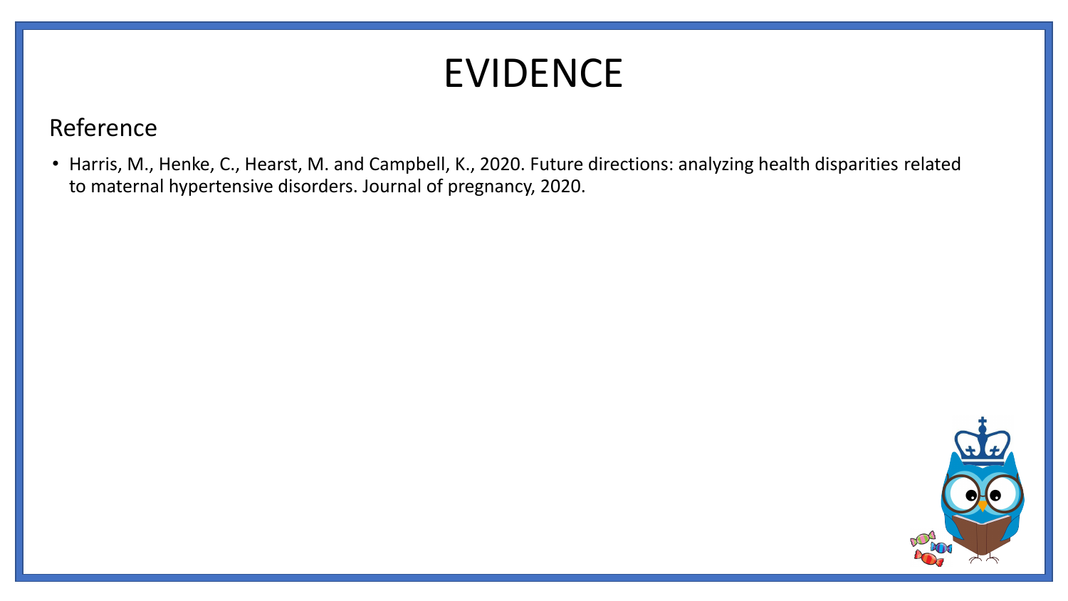# EVIDENCE

## Reference

- Harris, M., Henke, C., Hearst, M. and Campbell, K., 2020. Future directions: analyzing health disparities related to maternal hypertensive disorders. Journal of pregnancy, 2020.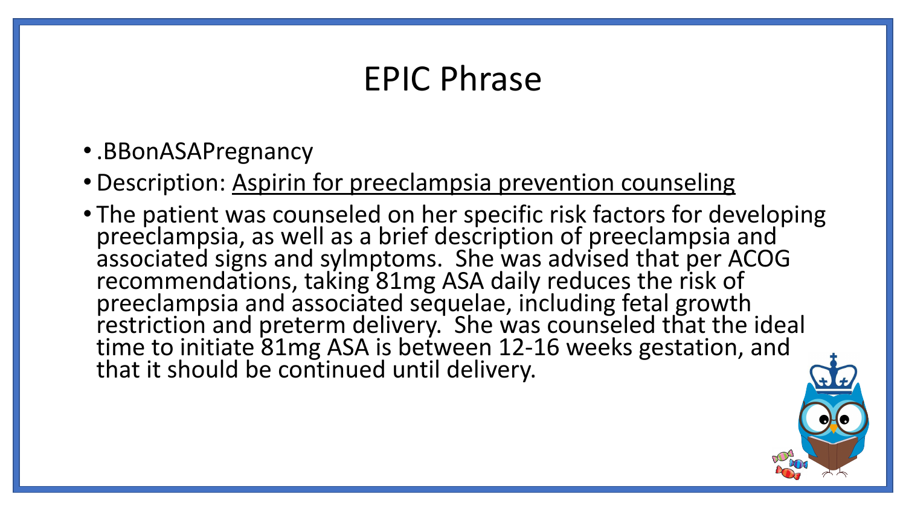# EPIC Phrase

- .BBonASAPregnancy
- Description: Aspirin for preeclampsia prevention counseling
- The patient was counseled on her specific risk factors for developing preeclampsia, as well as a brief description of preeclampsia and associated signs and sylmptoms. She was advised that per ACOG recommendations, taking 81mg ASA daily reduces the risk of preeclampsia and associated sequelae, including fetal growth restriction and preterm delivery. She was counseled that the ideal time to initiate 81mg ASA is between 12-16 weeks gestation, and that it should be continued until delivery.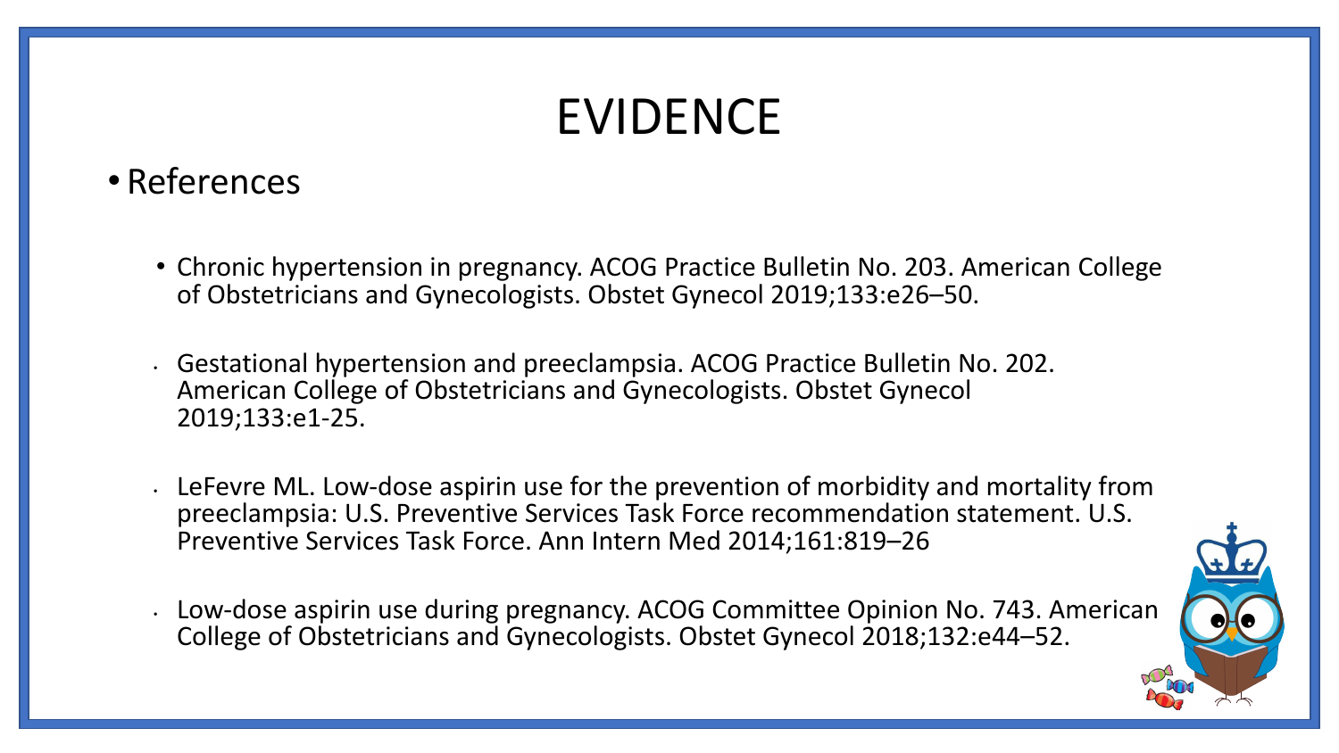# EVIDENCE

- References
  - Chronic hypertension in pregnancy. ACOG Practice Bulletin No. 203. American College of Obstetricians and Gynecologists. Obstet Gynecol 2019;133:e26–50.
  - Gestational hypertension and preeclampsia. ACOG Practice Bulletin No. 202. American College of Obstetricians and Gynecologists. Obstet Gynecol 2019;133:e1-25.
  - LeFevre ML. Low-dose aspirin use for the prevention of morbidity and mortality from preeclampsia: U.S. Preventive Services Task Force recommendation statement. U.S. Preventive Services Task Force. Ann Intern Med 2014;161:819–26
  - Low-dose aspirin use during pregnancy. ACOG Committee Opinion No. 743. American College of Obstetricians and Gynecologists. Obstet Gynecol 2018;132:e44–52.